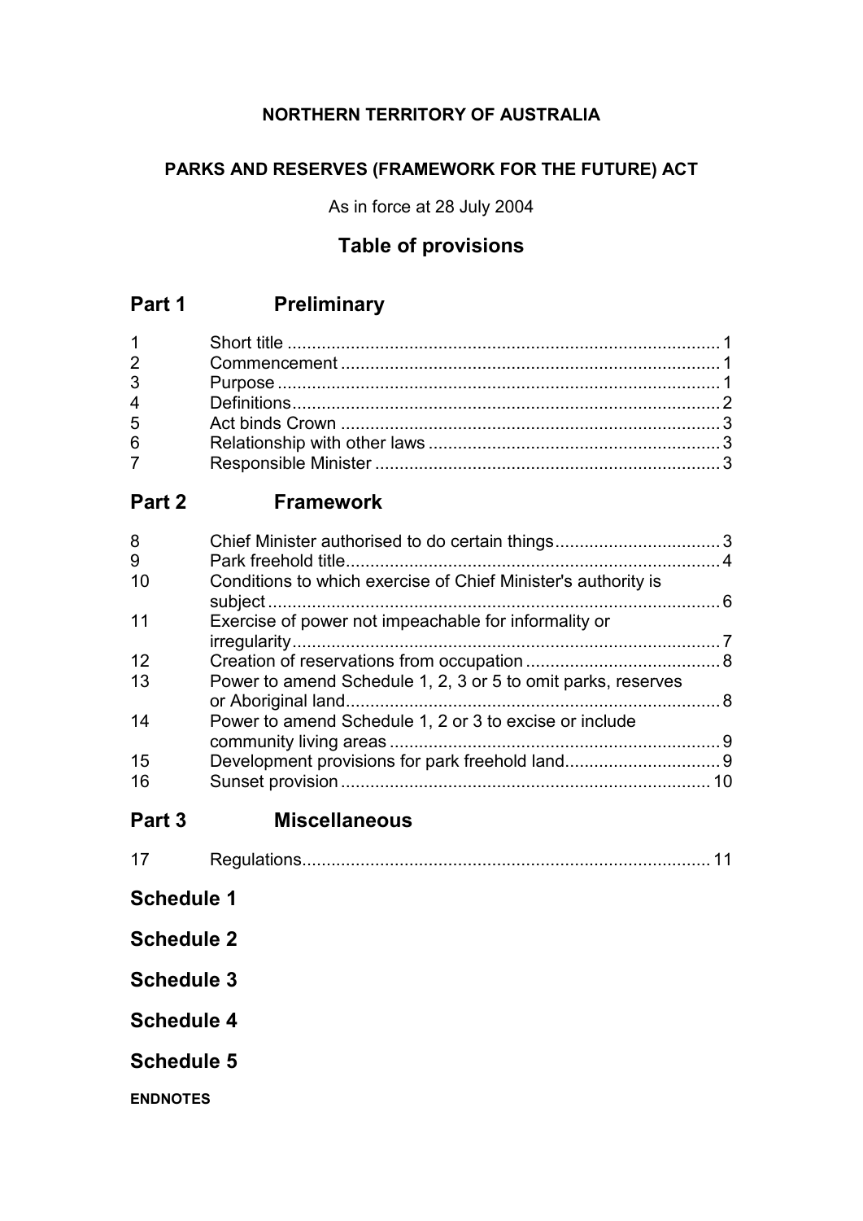**NORTHERN TERRITORY OF AUSTRALIA**

**PARKS AND RESERVES (FRAMEWORK FOR THE FUTURE) ACT**

As in force at 28 July 2004

## Table of provisions

## Part 1 Preliminary

| | | |
|---|---|---|
| 1 | Short title | 1 |
| 2 | Commencement | 1 |
| 3 | Purpose | 1 |
| 4 | Definitions | 2 |
| 5 | Act binds Crown | 3 |
| 6 | Relationship with other laws | 3 |
| 7 | Responsible Minister | 3 |

## Part 2 Framework

| | | |
|---|---|---|
| 8 | Chief Minister authorised to do certain things | 3 |
| 9 | Park freehold title | 4 |
| 10 | Conditions to which exercise of Chief Minister's authority is subject | 6 |
| 11 | Exercise of power not impeachable for informality or irregularity | 7 |
| 12 | Creation of reservations from occupation | 8 |
| 13 | Power to amend Schedule 1, 2, 3 or 5 to omit parks, reserves or Aboriginal land | 8 |
| 14 | Power to amend Schedule 1, 2 or 3 to excise or include community living areas | 9 |
| 15 | Development provisions for park freehold land | 9 |
| 16 | Sunset provision | 10 |

## Part 3 Miscellaneous

| | | |
|---|---|---|
| 17 | Regulations | 11 |

## Schedule 1

## Schedule 2

## Schedule 3

## Schedule 4

## Schedule 5

**ENDNOTES**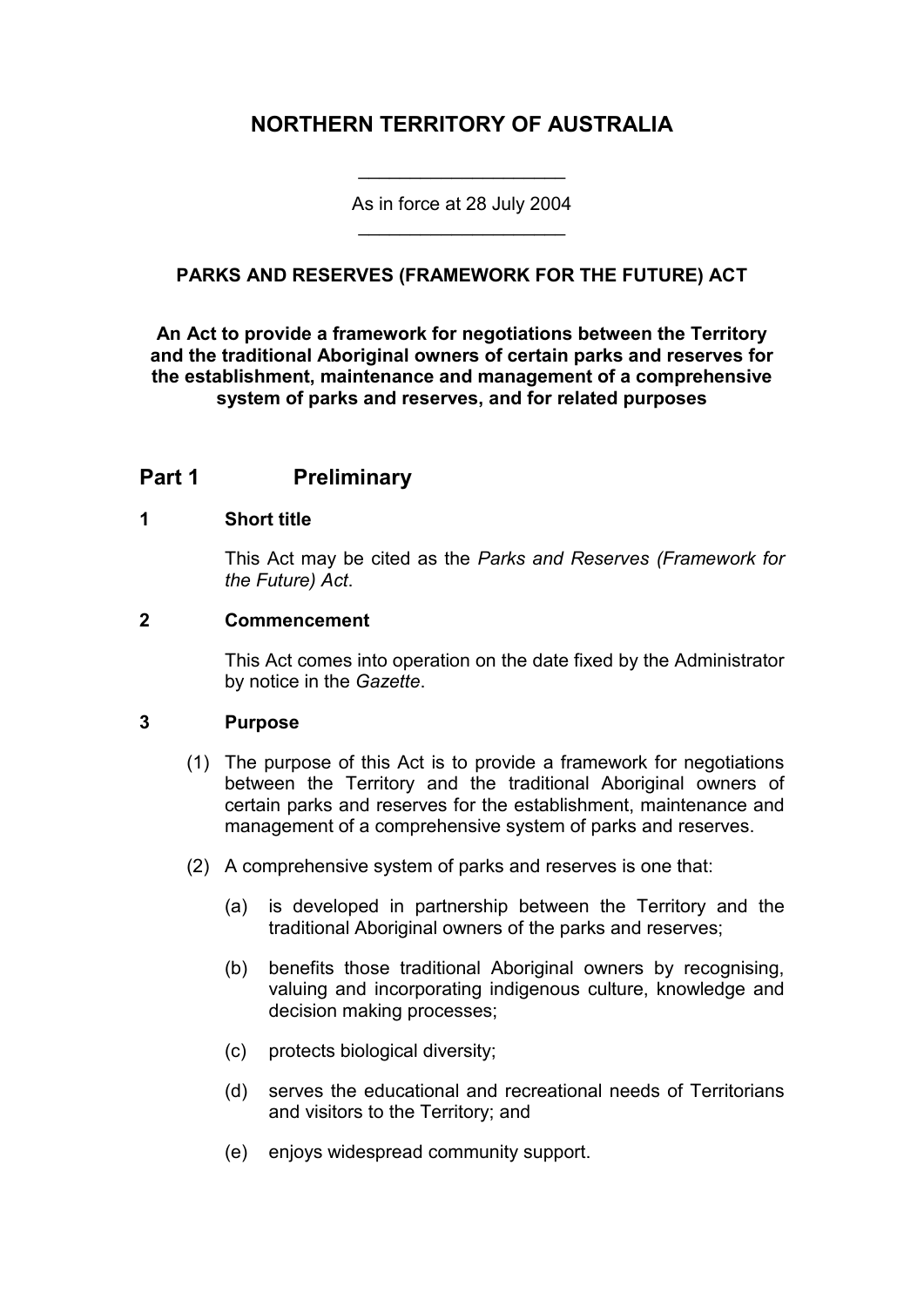# NORTHERN TERRITORY OF AUSTRALIA

As in force at 28 July 2004

## PARKS AND RESERVES (FRAMEWORK FOR THE FUTURE) ACT

**An Act to provide a framework for negotiations between the Territory and the traditional Aboriginal owners of certain parks and reserves for the establishment, maintenance and management of a comprehensive system of parks and reserves, and for related purposes**

## Part 1 Preliminary

### 1 Short title

This Act may be cited as the *Parks and Reserves (Framework for the Future) Act*.

### 2 Commencement

This Act comes into operation on the date fixed by the Administrator by notice in the *Gazette*.

### 3 Purpose

(1) The purpose of this Act is to provide a framework for negotiations between the Territory and the traditional Aboriginal owners of certain parks and reserves for the establishment, maintenance and management of a comprehensive system of parks and reserves.

(2) A comprehensive system of parks and reserves is one that:

(a) is developed in partnership between the Territory and the traditional Aboriginal owners of the parks and reserves;

(b) benefits those traditional Aboriginal owners by recognising, valuing and incorporating indigenous culture, knowledge and decision making processes;

(c) protects biological diversity;

(d) serves the educational and recreational needs of Territorians and visitors to the Territory; and

(e) enjoys widespread community support.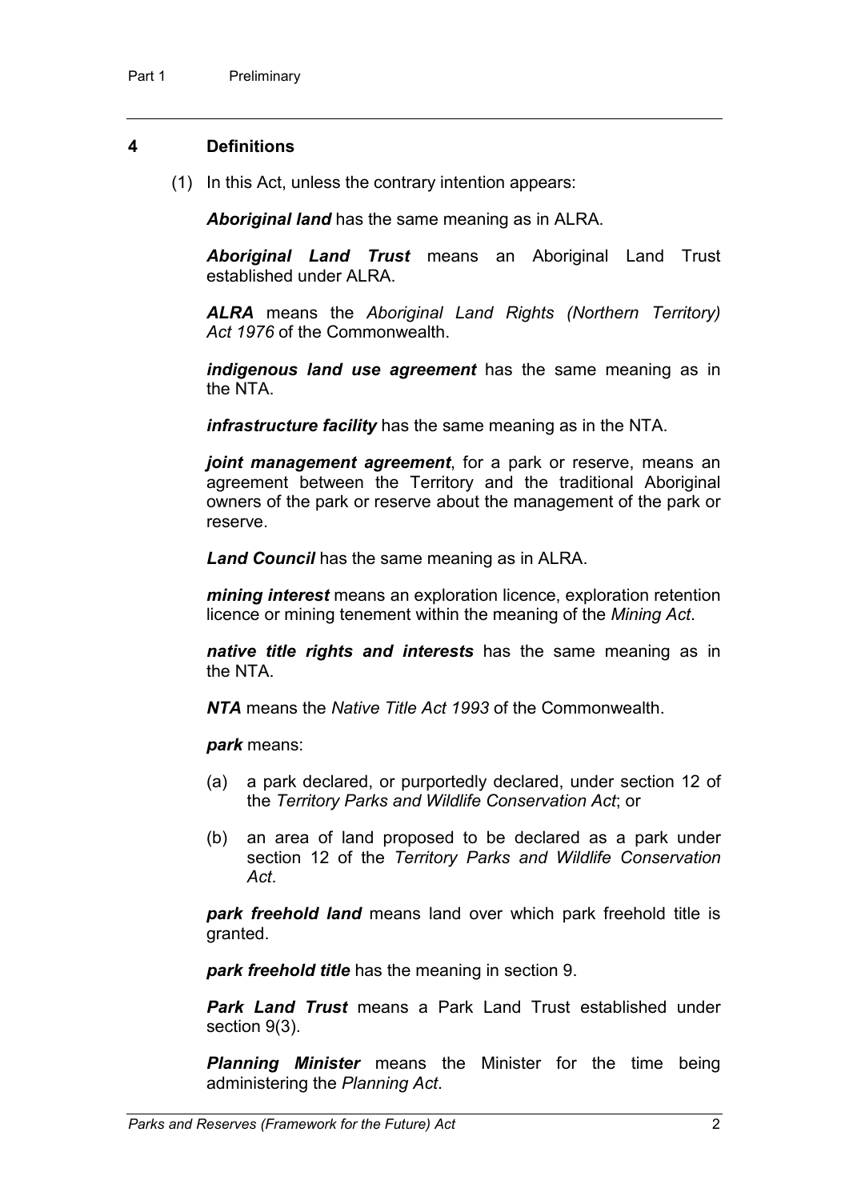## 4 Definitions

(1) In this Act, unless the contrary intention appears:

***Aboriginal land*** has the same meaning as in ALRA.

***Aboriginal Land Trust*** means an Aboriginal Land Trust established under ALRA.

***ALRA*** means the *Aboriginal Land Rights (Northern Territory) Act 1976* of the Commonwealth.

***indigenous land use agreement*** has the same meaning as in the NTA.

***infrastructure facility*** has the same meaning as in the NTA.

***joint management agreement***, for a park or reserve, means an agreement between the Territory and the traditional Aboriginal owners of the park or reserve about the management of the park or reserve.

***Land Council*** has the same meaning as in ALRA.

***mining interest*** means an exploration licence, exploration retention licence or mining tenement within the meaning of the *Mining Act*.

***native title rights and interests*** has the same meaning as in the NTA.

***NTA*** means the *Native Title Act 1993* of the Commonwealth.

***park*** means:

(a) a park declared, or purportedly declared, under section 12 of the *Territory Parks and Wildlife Conservation Act*; or

(b) an area of land proposed to be declared as a park under section 12 of the *Territory Parks and Wildlife Conservation Act*.

***park freehold land*** means land over which park freehold title is granted.

***park freehold title*** has the meaning in section 9.

***Park Land Trust*** means a Park Land Trust established under section 9(3).

***Planning Minister*** means the Minister for the time being administering the *Planning Act*.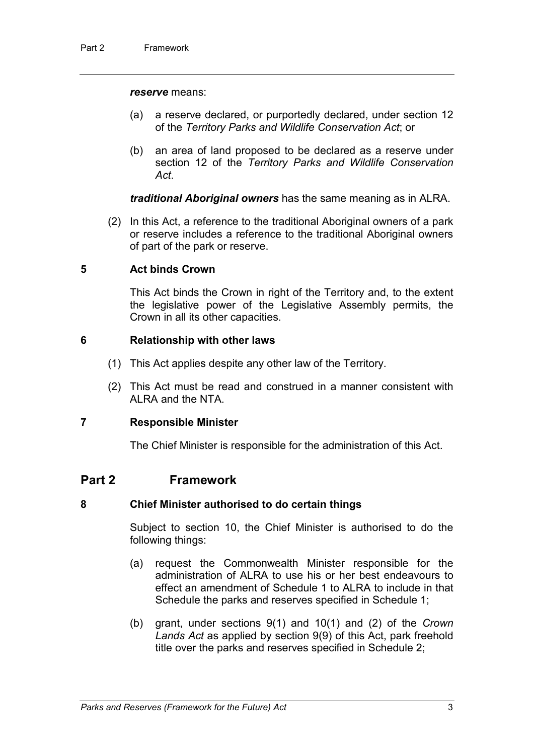***reserve*** means:

(a) a reserve declared, or purportedly declared, under section 12 of the *Territory Parks and Wildlife Conservation Act*; or

(b) an area of land proposed to be declared as a reserve under section 12 of the *Territory Parks and Wildlife Conservation Act*.

***traditional Aboriginal owners*** has the same meaning as in ALRA.

(2) In this Act, a reference to the traditional Aboriginal owners of a park or reserve includes a reference to the traditional Aboriginal owners of part of the park or reserve.

### 5 Act binds Crown

This Act binds the Crown in right of the Territory and, to the extent the legislative power of the Legislative Assembly permits, the Crown in all its other capacities.

### 6 Relationship with other laws

(1) This Act applies despite any other law of the Territory.

(2) This Act must be read and construed in a manner consistent with ALRA and the NTA.

### 7 Responsible Minister

The Chief Minister is responsible for the administration of this Act.

## Part 2 Framework

### 8 Chief Minister authorised to do certain things

Subject to section 10, the Chief Minister is authorised to do the following things:

(a) request the Commonwealth Minister responsible for the administration of ALRA to use his or her best endeavours to effect an amendment of Schedule 1 to ALRA to include in that Schedule the parks and reserves specified in Schedule 1;

(b) grant, under sections 9(1) and 10(1) and (2) of the *Crown Lands Act* as applied by section 9(9) of this Act, park freehold title over the parks and reserves specified in Schedule 2;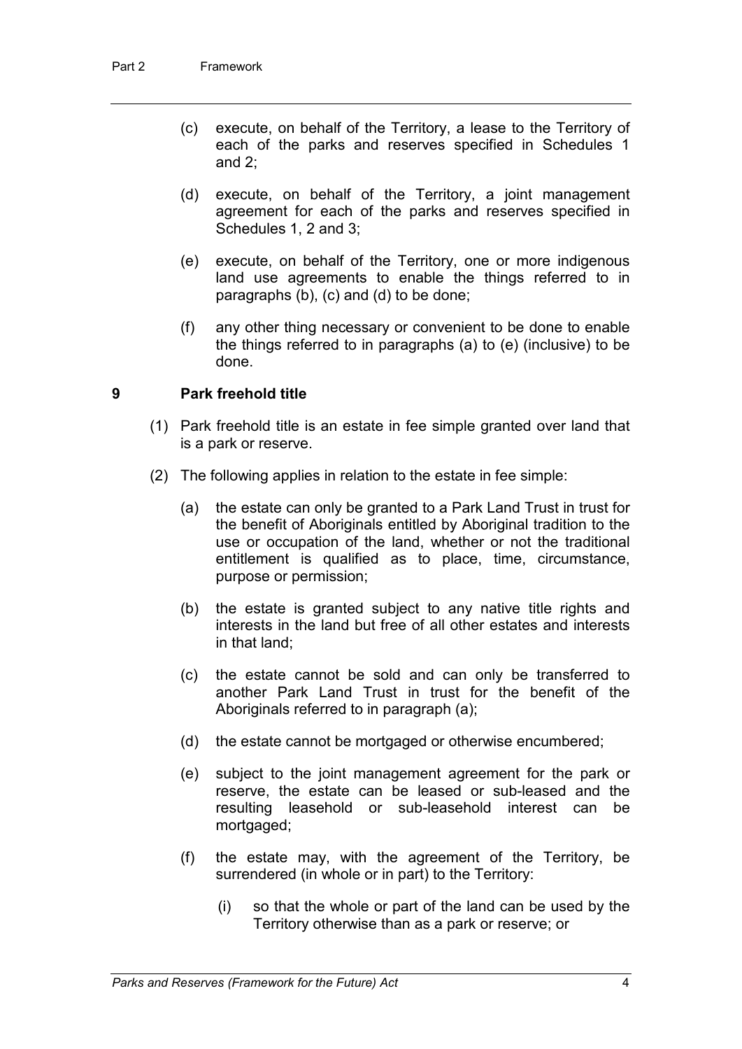(c) execute, on behalf of the Territory, a lease to the Territory of each of the parks and reserves specified in Schedules 1 and 2;

(d) execute, on behalf of the Territory, a joint management agreement for each of the parks and reserves specified in Schedules 1, 2 and 3;

(e) execute, on behalf of the Territory, one or more indigenous land use agreements to enable the things referred to in paragraphs (b), (c) and (d) to be done;

(f) any other thing necessary or convenient to be done to enable the things referred to in paragraphs (a) to (e) (inclusive) to be done.

### 9 Park freehold title

(1) Park freehold title is an estate in fee simple granted over land that is a park or reserve.

(2) The following applies in relation to the estate in fee simple:

(a) the estate can only be granted to a Park Land Trust in trust for the benefit of Aboriginals entitled by Aboriginal tradition to the use or occupation of the land, whether or not the traditional entitlement is qualified as to place, time, circumstance, purpose or permission;

(b) the estate is granted subject to any native title rights and interests in the land but free of all other estates and interests in that land;

(c) the estate cannot be sold and can only be transferred to another Park Land Trust in trust for the benefit of the Aboriginals referred to in paragraph (a);

(d) the estate cannot be mortgaged or otherwise encumbered;

(e) subject to the joint management agreement for the park or reserve, the estate can be leased or sub-leased and the resulting leasehold or sub-leasehold interest can be mortgaged;

(f) the estate may, with the agreement of the Territory, be surrendered (in whole or in part) to the Territory:

(i) so that the whole or part of the land can be used by the Territory otherwise than as a park or reserve; or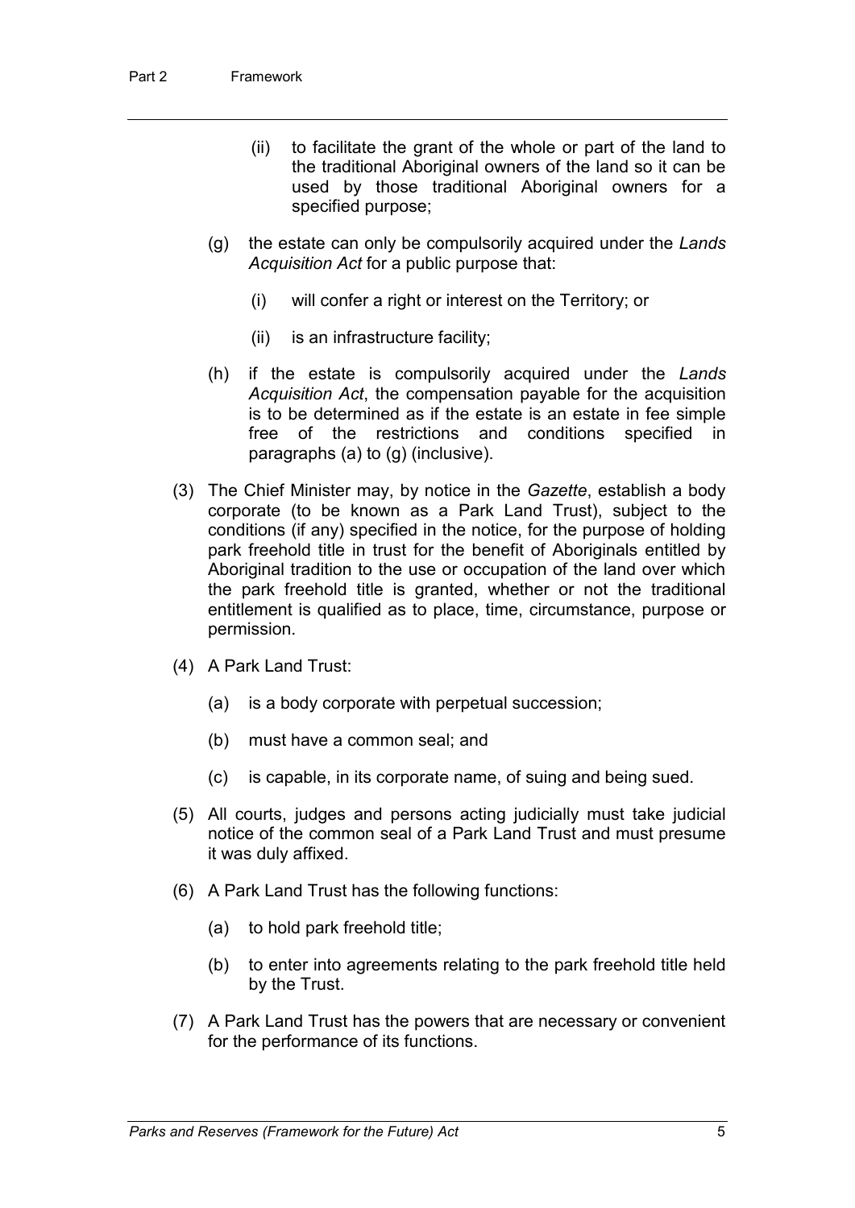(ii) to facilitate the grant of the whole or part of the land to the traditional Aboriginal owners of the land so it can be used by those traditional Aboriginal owners for a specified purpose;

(g) the estate can only be compulsorily acquired under the *Lands Acquisition Act* for a public purpose that:

(i) will confer a right or interest on the Territory; or

(ii) is an infrastructure facility;

(h) if the estate is compulsorily acquired under the *Lands Acquisition Act*, the compensation payable for the acquisition is to be determined as if the estate is an estate in fee simple free of the restrictions and conditions specified in paragraphs (a) to (g) (inclusive).

(3) The Chief Minister may, by notice in the *Gazette*, establish a body corporate (to be known as a Park Land Trust), subject to the conditions (if any) specified in the notice, for the purpose of holding park freehold title in trust for the benefit of Aboriginals entitled by Aboriginal tradition to the use or occupation of the land over which the park freehold title is granted, whether or not the traditional entitlement is qualified as to place, time, circumstance, purpose or permission.

(4) A Park Land Trust:

(a) is a body corporate with perpetual succession;

(b) must have a common seal; and

(c) is capable, in its corporate name, of suing and being sued.

(5) All courts, judges and persons acting judicially must take judicial notice of the common seal of a Park Land Trust and must presume it was duly affixed.

(6) A Park Land Trust has the following functions:

(a) to hold park freehold title;

(b) to enter into agreements relating to the park freehold title held by the Trust.

(7) A Park Land Trust has the powers that are necessary or convenient for the performance of its functions.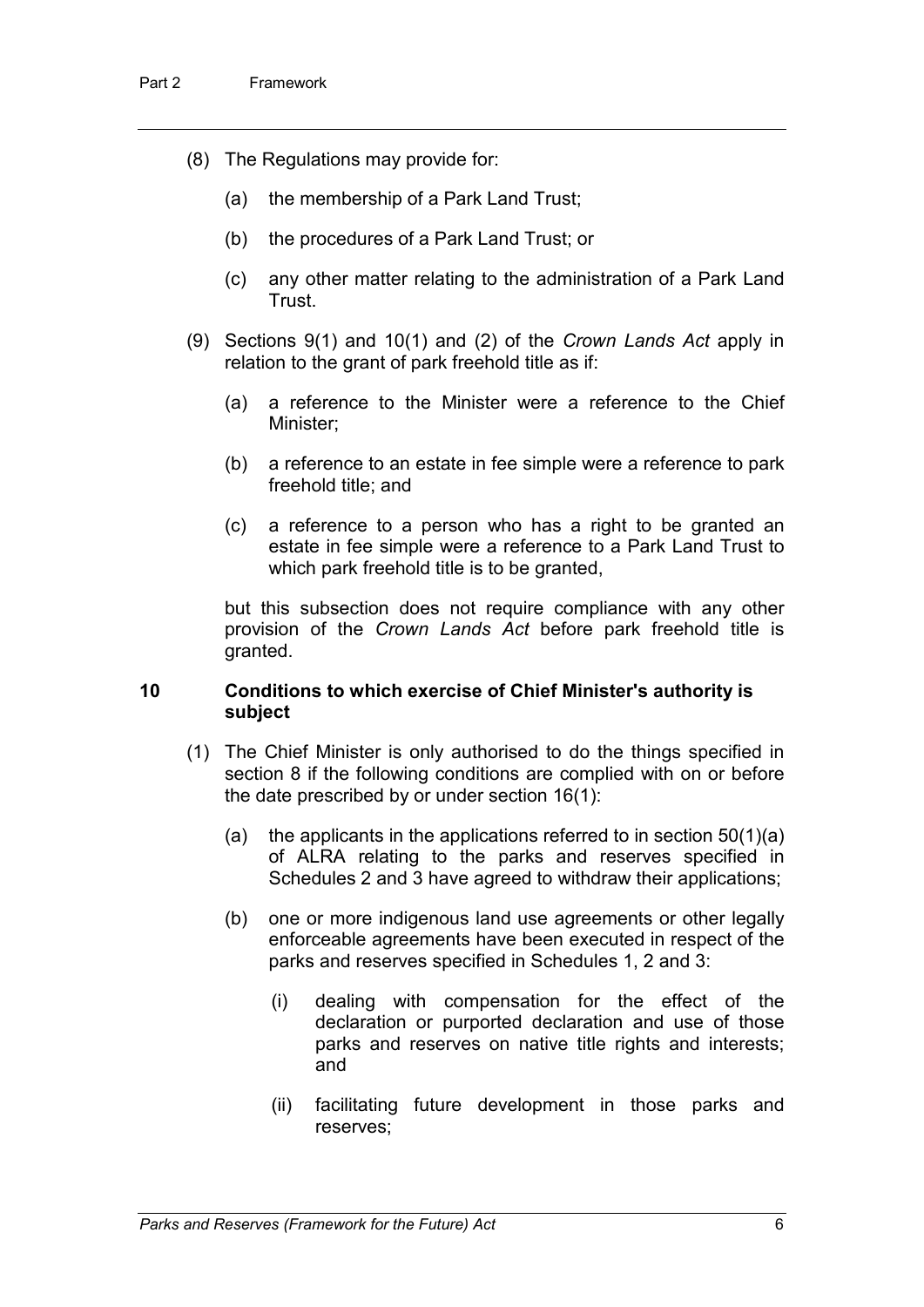(8) The Regulations may provide for:

(a) the membership of a Park Land Trust;

(b) the procedures of a Park Land Trust; or

(c) any other matter relating to the administration of a Park Land Trust.

(9) Sections 9(1) and 10(1) and (2) of the *Crown Lands Act* apply in relation to the grant of park freehold title as if:

(a) a reference to the Minister were a reference to the Chief Minister;

(b) a reference to an estate in fee simple were a reference to park freehold title; and

(c) a reference to a person who has a right to be granted an estate in fee simple were a reference to a Park Land Trust to which park freehold title is to be granted,

but this subsection does not require compliance with any other provision of the *Crown Lands Act* before park freehold title is granted.

### 10 Conditions to which exercise of Chief Minister's authority is subject

(1) The Chief Minister is only authorised to do the things specified in section 8 if the following conditions are complied with on or before the date prescribed by or under section 16(1):

(a) the applicants in the applications referred to in section 50(1)(a) of ALRA relating to the parks and reserves specified in Schedules 2 and 3 have agreed to withdraw their applications;

(b) one or more indigenous land use agreements or other legally enforceable agreements have been executed in respect of the parks and reserves specified in Schedules 1, 2 and 3:

(i) dealing with compensation for the effect of the declaration or purported declaration and use of those parks and reserves on native title rights and interests; and

(ii) facilitating future development in those parks and reserves;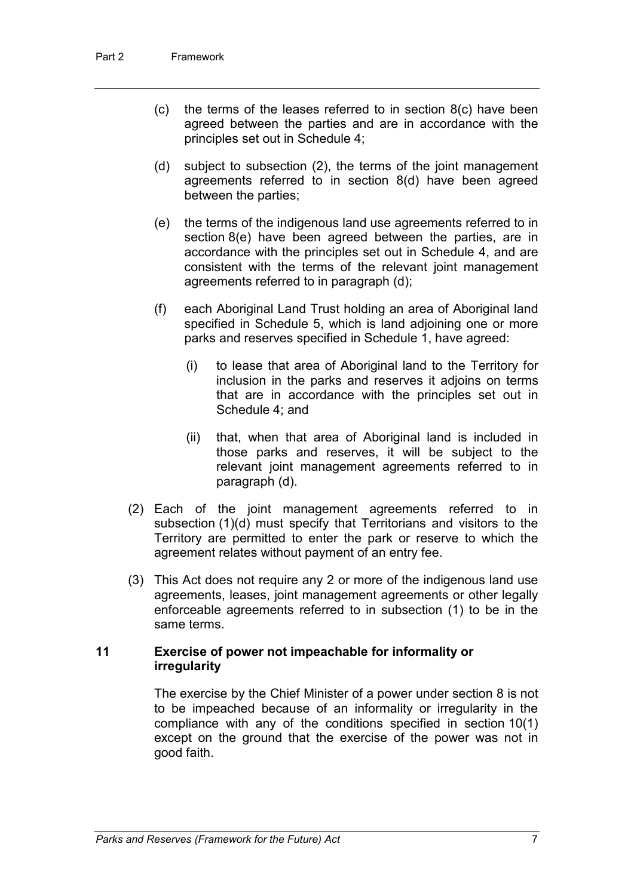(c) the terms of the leases referred to in section 8(c) have been agreed between the parties and are in accordance with the principles set out in Schedule 4;

(d) subject to subsection (2), the terms of the joint management agreements referred to in section 8(d) have been agreed between the parties;

(e) the terms of the indigenous land use agreements referred to in section 8(e) have been agreed between the parties, are in accordance with the principles set out in Schedule 4, and are consistent with the terms of the relevant joint management agreements referred to in paragraph (d);

(f) each Aboriginal Land Trust holding an area of Aboriginal land specified in Schedule 5, which is land adjoining one or more parks and reserves specified in Schedule 1, have agreed:

  (i) to lease that area of Aboriginal land to the Territory for inclusion in the parks and reserves it adjoins on terms that are in accordance with the principles set out in Schedule 4; and

  (ii) that, when that area of Aboriginal land is included in those parks and reserves, it will be subject to the relevant joint management agreements referred to in paragraph (d).

(2) Each of the joint management agreements referred to in subsection (1)(d) must specify that Territorians and visitors to the Territory are permitted to enter the park or reserve to which the agreement relates without payment of an entry fee.

(3) This Act does not require any 2 or more of the indigenous land use agreements, leases, joint management agreements or other legally enforceable agreements referred to in subsection (1) to be in the same terms.

### 11 Exercise of power not impeachable for informality or irregularity

The exercise by the Chief Minister of a power under section 8 is not to be impeached because of an informality or irregularity in the compliance with any of the conditions specified in section 10(1) except on the ground that the exercise of the power was not in good faith.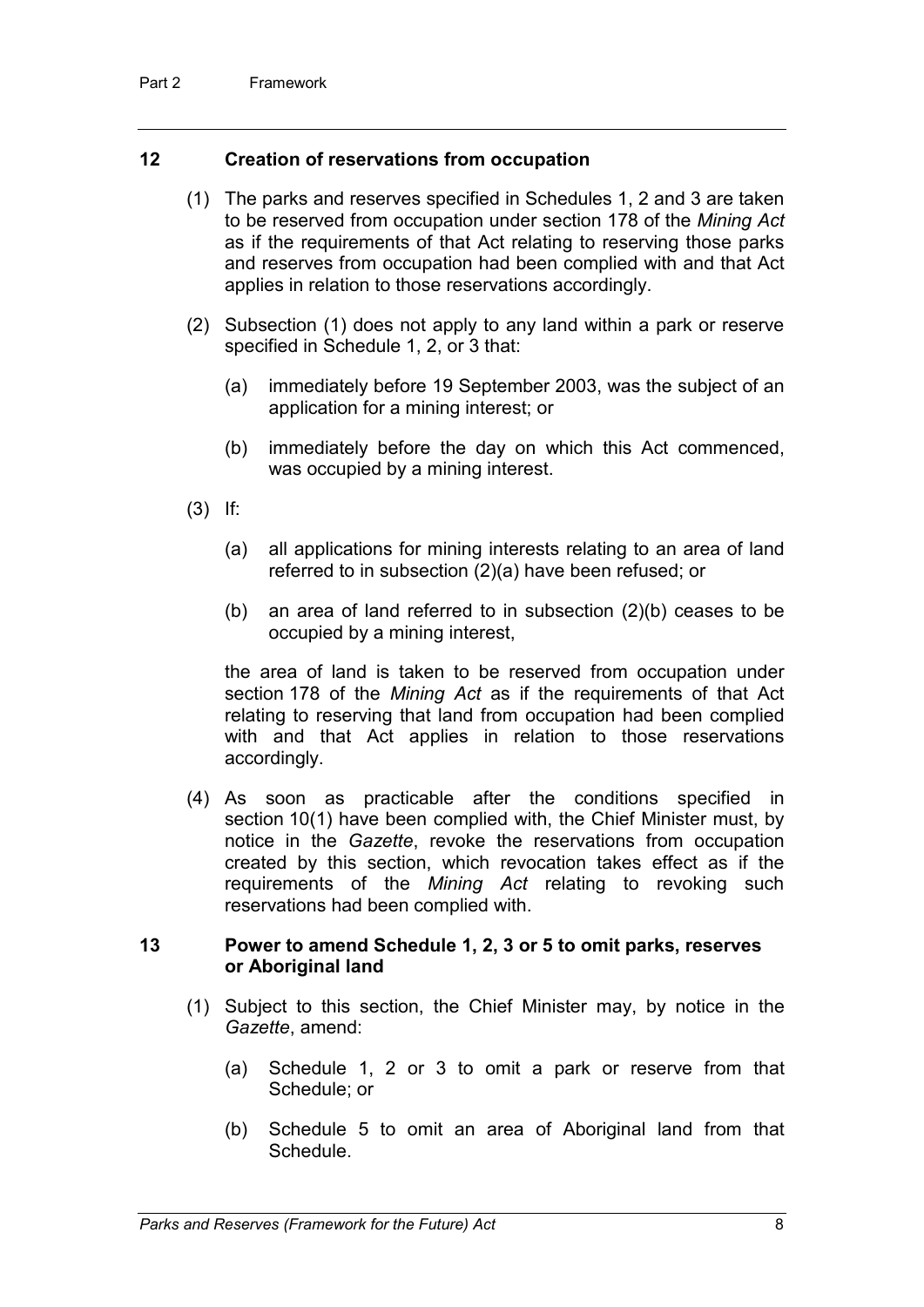## 12 Creation of reservations from occupation

(1) The parks and reserves specified in Schedules 1, 2 and 3 are taken to be reserved from occupation under section 178 of the *Mining Act* as if the requirements of that Act relating to reserving those parks and reserves from occupation had been complied with and that Act applies in relation to those reservations accordingly.

(2) Subsection (1) does not apply to any land within a park or reserve specified in Schedule 1, 2, or 3 that:

(a) immediately before 19 September 2003, was the subject of an application for a mining interest; or

(b) immediately before the day on which this Act commenced, was occupied by a mining interest.

(3) If:

(a) all applications for mining interests relating to an area of land referred to in subsection (2)(a) have been refused; or

(b) an area of land referred to in subsection (2)(b) ceases to be occupied by a mining interest,

the area of land is taken to be reserved from occupation under section 178 of the *Mining Act* as if the requirements of that Act relating to reserving that land from occupation had been complied with and that Act applies in relation to those reservations accordingly.

(4) As soon as practicable after the conditions specified in section 10(1) have been complied with, the Chief Minister must, by notice in the *Gazette*, revoke the reservations from occupation created by this section, which revocation takes effect as if the requirements of the *Mining Act* relating to revoking such reservations had been complied with.

## 13 Power to amend Schedule 1, 2, 3 or 5 to omit parks, reserves or Aboriginal land

(1) Subject to this section, the Chief Minister may, by notice in the *Gazette*, amend:

(a) Schedule 1, 2 or 3 to omit a park or reserve from that Schedule; or

(b) Schedule 5 to omit an area of Aboriginal land from that Schedule.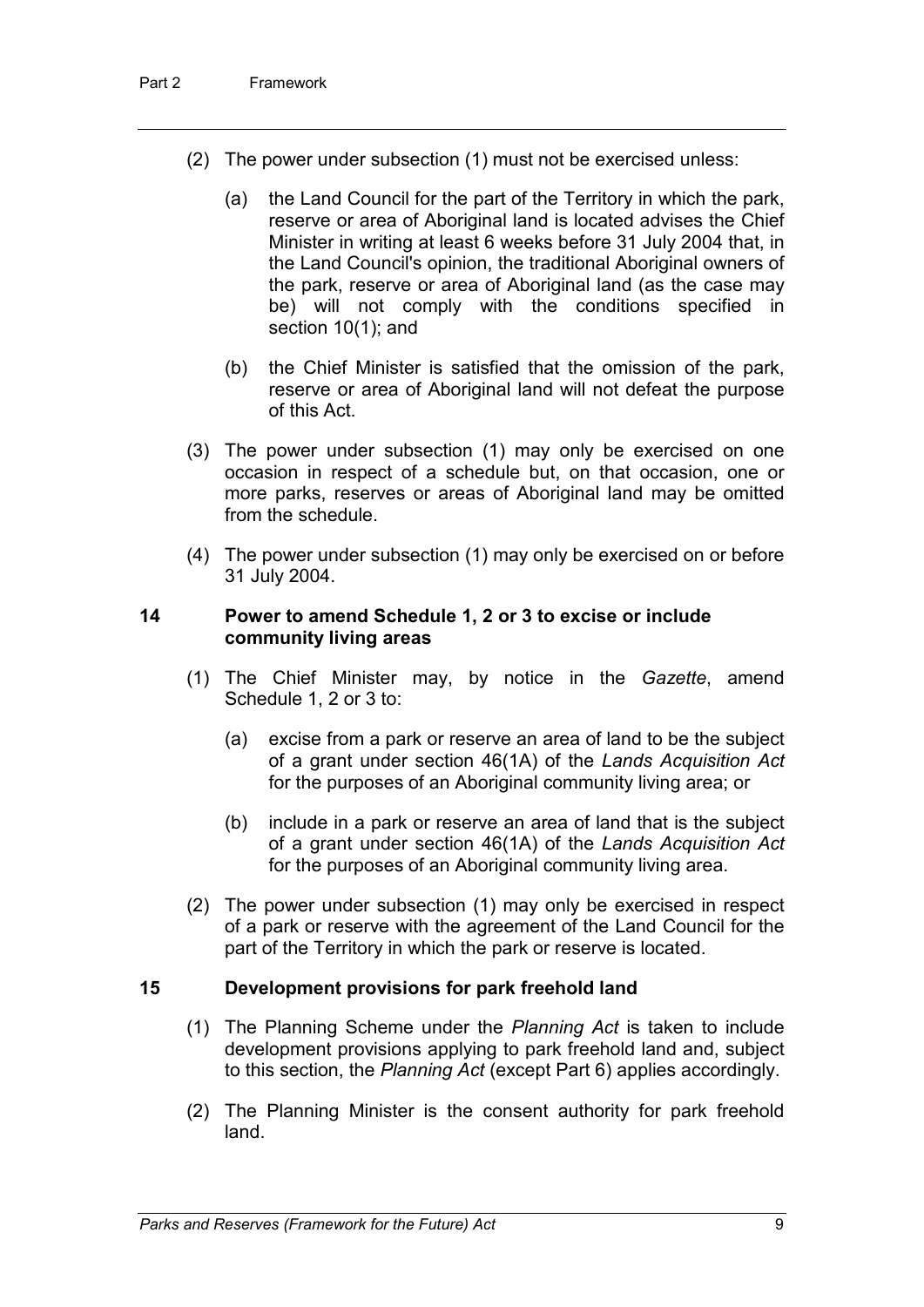(2) The power under subsection (1) must not be exercised unless:

(a) the Land Council for the part of the Territory in which the park, reserve or area of Aboriginal land is located advises the Chief Minister in writing at least 6 weeks before 31 July 2004 that, in the Land Council's opinion, the traditional Aboriginal owners of the park, reserve or area of Aboriginal land (as the case may be) will not comply with the conditions specified in section 10(1); and

(b) the Chief Minister is satisfied that the omission of the park, reserve or area of Aboriginal land will not defeat the purpose of this Act.

(3) The power under subsection (1) may only be exercised on one occasion in respect of a schedule but, on that occasion, one or more parks, reserves or areas of Aboriginal land may be omitted from the schedule.

(4) The power under subsection (1) may only be exercised on or before 31 July 2004.

## 14 Power to amend Schedule 1, 2 or 3 to excise or include community living areas

(1) The Chief Minister may, by notice in the *Gazette*, amend Schedule 1, 2 or 3 to:

(a) excise from a park or reserve an area of land to be the subject of a grant under section 46(1A) of the *Lands Acquisition Act* for the purposes of an Aboriginal community living area; or

(b) include in a park or reserve an area of land that is the subject of a grant under section 46(1A) of the *Lands Acquisition Act* for the purposes of an Aboriginal community living area.

(2) The power under subsection (1) may only be exercised in respect of a park or reserve with the agreement of the Land Council for the part of the Territory in which the park or reserve is located.

## 15 Development provisions for park freehold land

(1) The Planning Scheme under the *Planning Act* is taken to include development provisions applying to park freehold land and, subject to this section, the *Planning Act* (except Part 6) applies accordingly.

(2) The Planning Minister is the consent authority for park freehold land.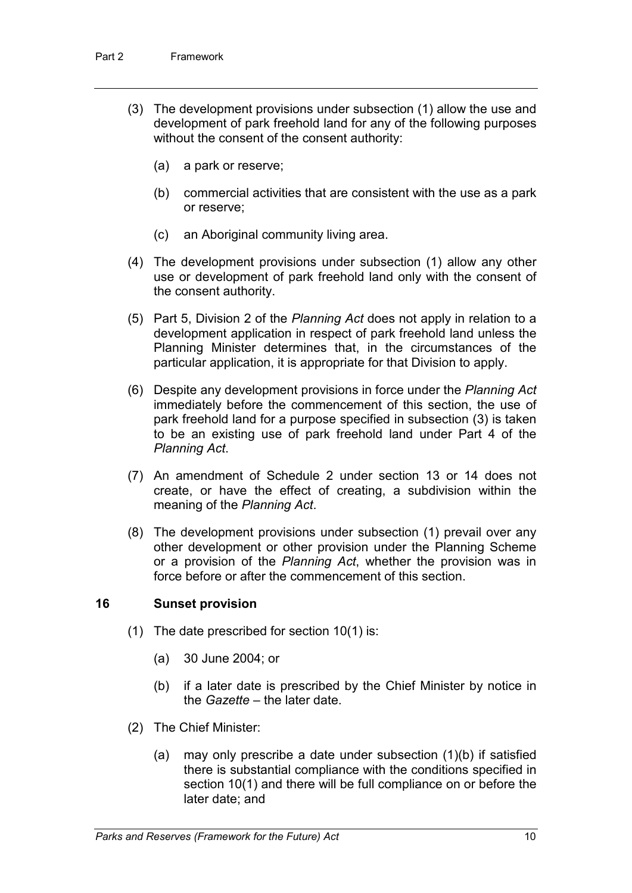(3) The development provisions under subsection (1) allow the use and development of park freehold land for any of the following purposes without the consent of the consent authority:

(a) a park or reserve;

(b) commercial activities that are consistent with the use as a park or reserve;

(c) an Aboriginal community living area.

(4) The development provisions under subsection (1) allow any other use or development of park freehold land only with the consent of the consent authority.

(5) Part 5, Division 2 of the *Planning Act* does not apply in relation to a development application in respect of park freehold land unless the Planning Minister determines that, in the circumstances of the particular application, it is appropriate for that Division to apply.

(6) Despite any development provisions in force under the *Planning Act* immediately before the commencement of this section, the use of park freehold land for a purpose specified in subsection (3) is taken to be an existing use of park freehold land under Part 4 of the *Planning Act*.

(7) An amendment of Schedule 2 under section 13 or 14 does not create, or have the effect of creating, a subdivision within the meaning of the *Planning Act*.

(8) The development provisions under subsection (1) prevail over any other development or other provision under the Planning Scheme or a provision of the *Planning Act*, whether the provision was in force before or after the commencement of this section.

### 16 Sunset provision

(1) The date prescribed for section 10(1) is:

(a) 30 June 2004; or

(b) if a later date is prescribed by the Chief Minister by notice in the *Gazette* – the later date.

(2) The Chief Minister:

(a) may only prescribe a date under subsection (1)(b) if satisfied there is substantial compliance with the conditions specified in section 10(1) and there will be full compliance on or before the later date; and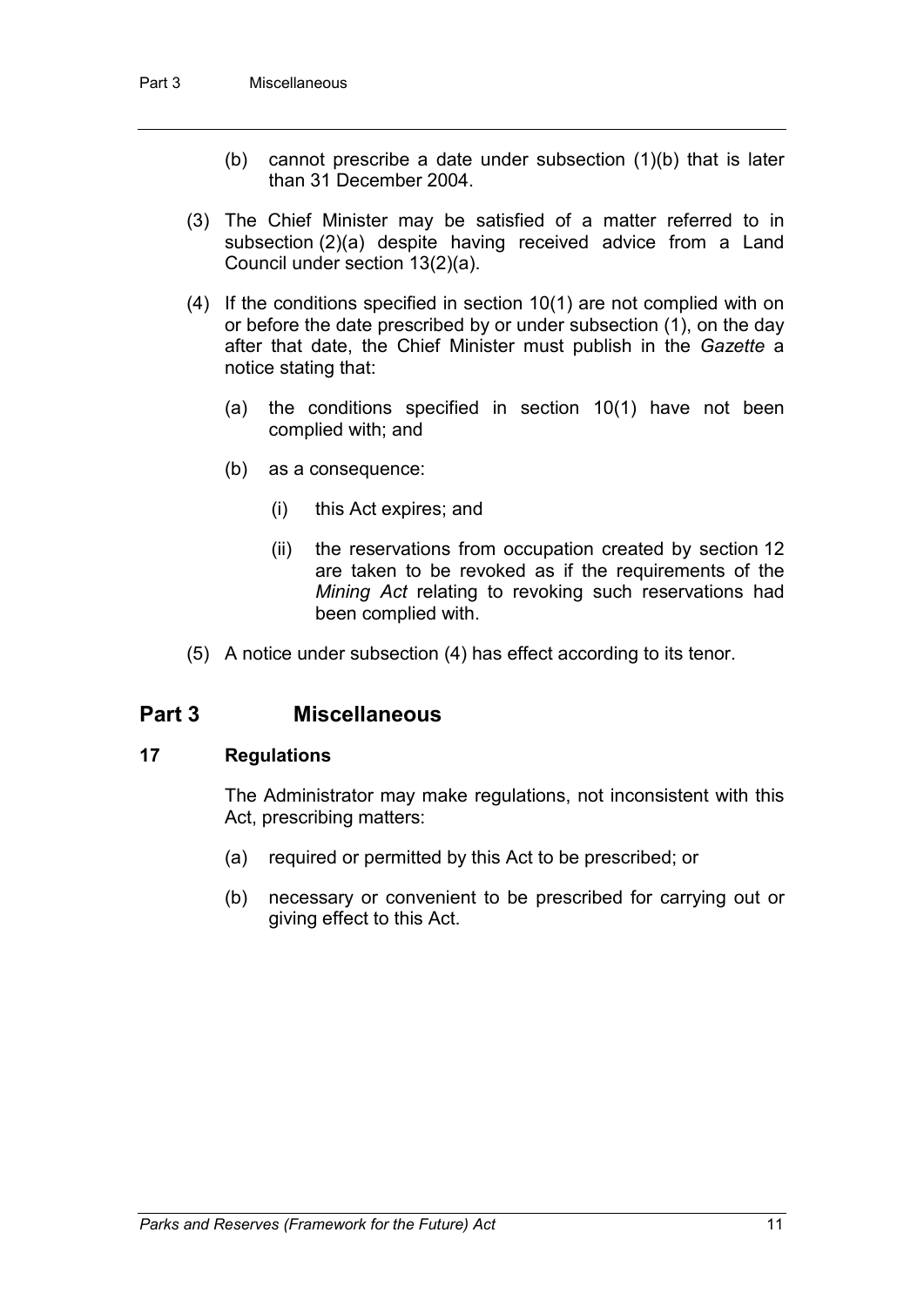(b) cannot prescribe a date under subsection (1)(b) that is later than 31 December 2004.

(3) The Chief Minister may be satisfied of a matter referred to in subsection (2)(a) despite having received advice from a Land Council under section 13(2)(a).

(4) If the conditions specified in section 10(1) are not complied with on or before the date prescribed by or under subsection (1), on the day after that date, the Chief Minister must publish in the *Gazette* a notice stating that:

(a) the conditions specified in section 10(1) have not been complied with; and

(b) as a consequence:

(i) this Act expires; and

(ii) the reservations from occupation created by section 12 are taken to be revoked as if the requirements of the *Mining Act* relating to revoking such reservations had been complied with.

(5) A notice under subsection (4) has effect according to its tenor.

## Part 3 Miscellaneous

### 17 Regulations

The Administrator may make regulations, not inconsistent with this Act, prescribing matters:

(a) required or permitted by this Act to be prescribed; or

(b) necessary or convenient to be prescribed for carrying out or giving effect to this Act.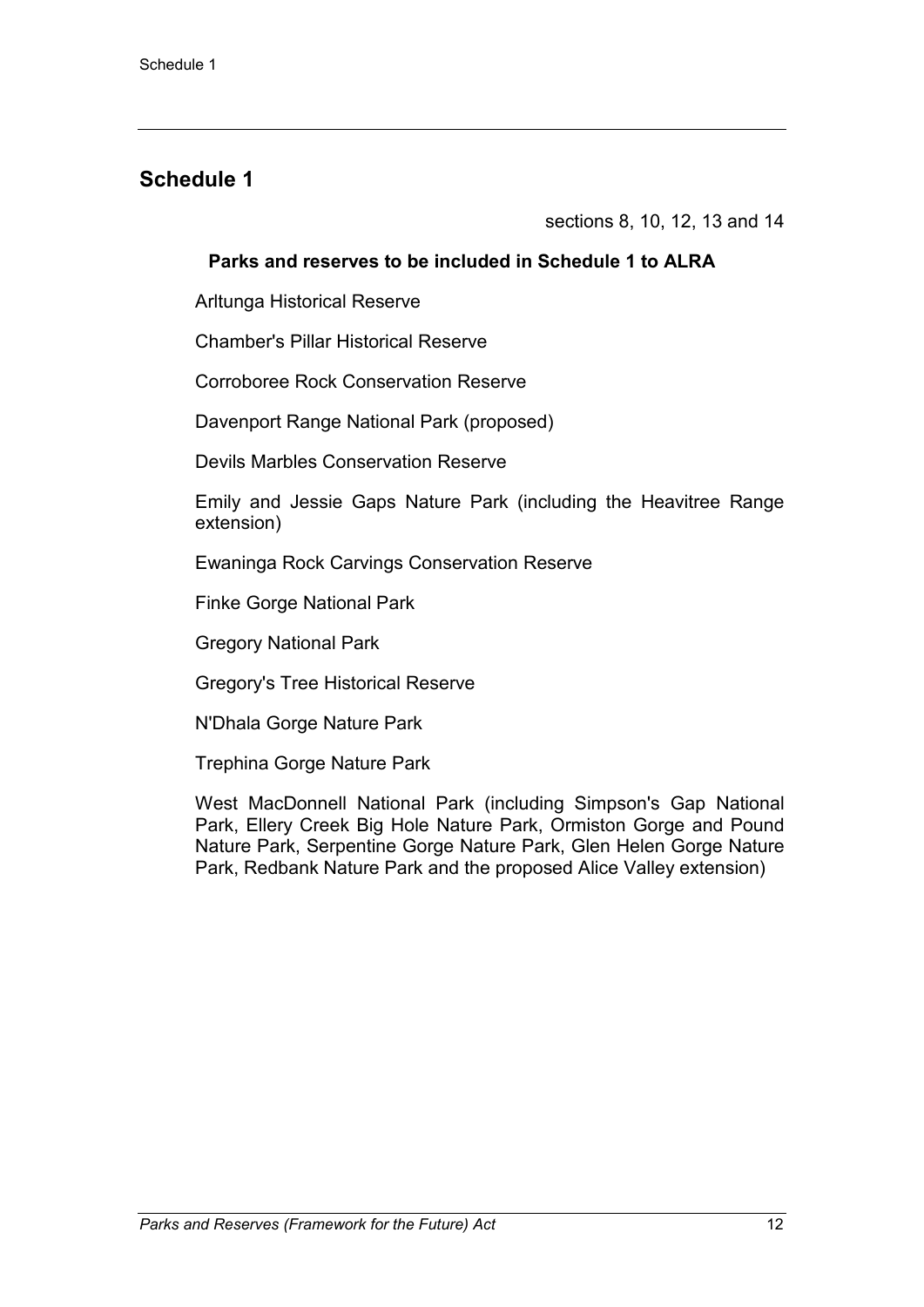# Schedule 1

sections 8, 10, 12, 13 and 14

**Parks and reserves to be included in Schedule 1 to ALRA**

Arltunga Historical Reserve

Chamber's Pillar Historical Reserve

Corroboree Rock Conservation Reserve

Davenport Range National Park (proposed)

Devils Marbles Conservation Reserve

Emily and Jessie Gaps Nature Park (including the Heavitree Range extension)

Ewaninga Rock Carvings Conservation Reserve

Finke Gorge National Park

Gregory National Park

Gregory's Tree Historical Reserve

N'Dhala Gorge Nature Park

Trephina Gorge Nature Park

West MacDonnell National Park (including Simpson's Gap National Park, Ellery Creek Big Hole Nature Park, Ormiston Gorge and Pound Nature Park, Serpentine Gorge Nature Park, Glen Helen Gorge Nature Park, Redbank Nature Park and the proposed Alice Valley extension)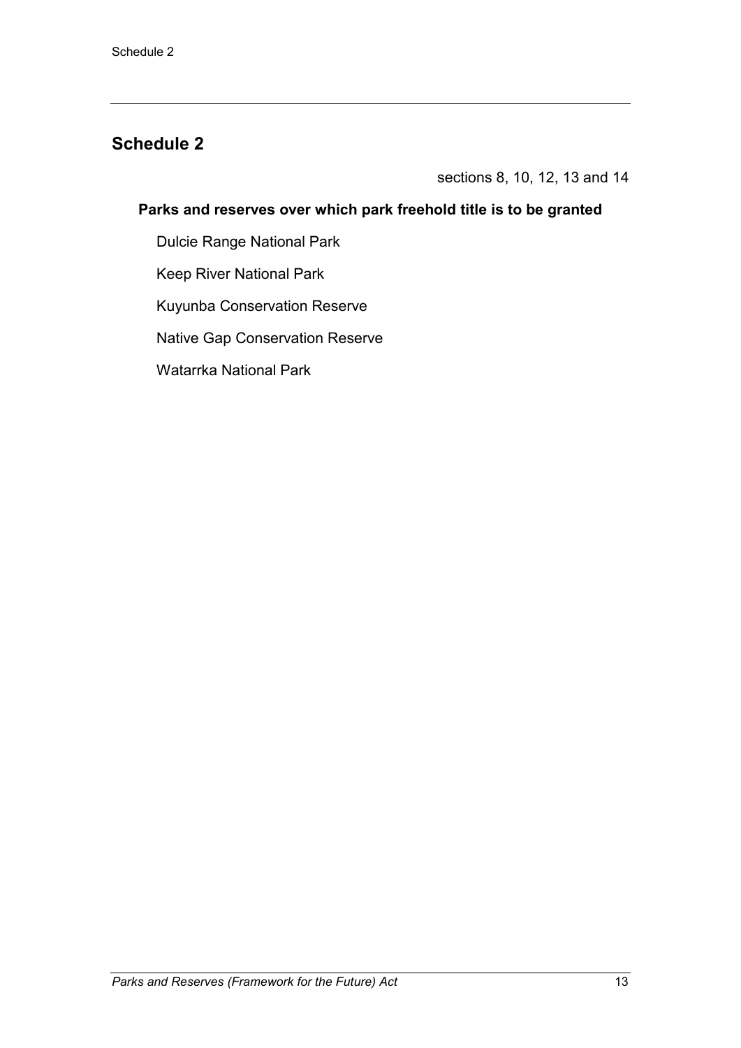## Schedule 2

sections 8, 10, 12, 13 and 14

**Parks and reserves over which park freehold title is to be granted**

Dulcie Range National Park

Keep River National Park

Kuyunba Conservation Reserve

Native Gap Conservation Reserve

Watarrka National Park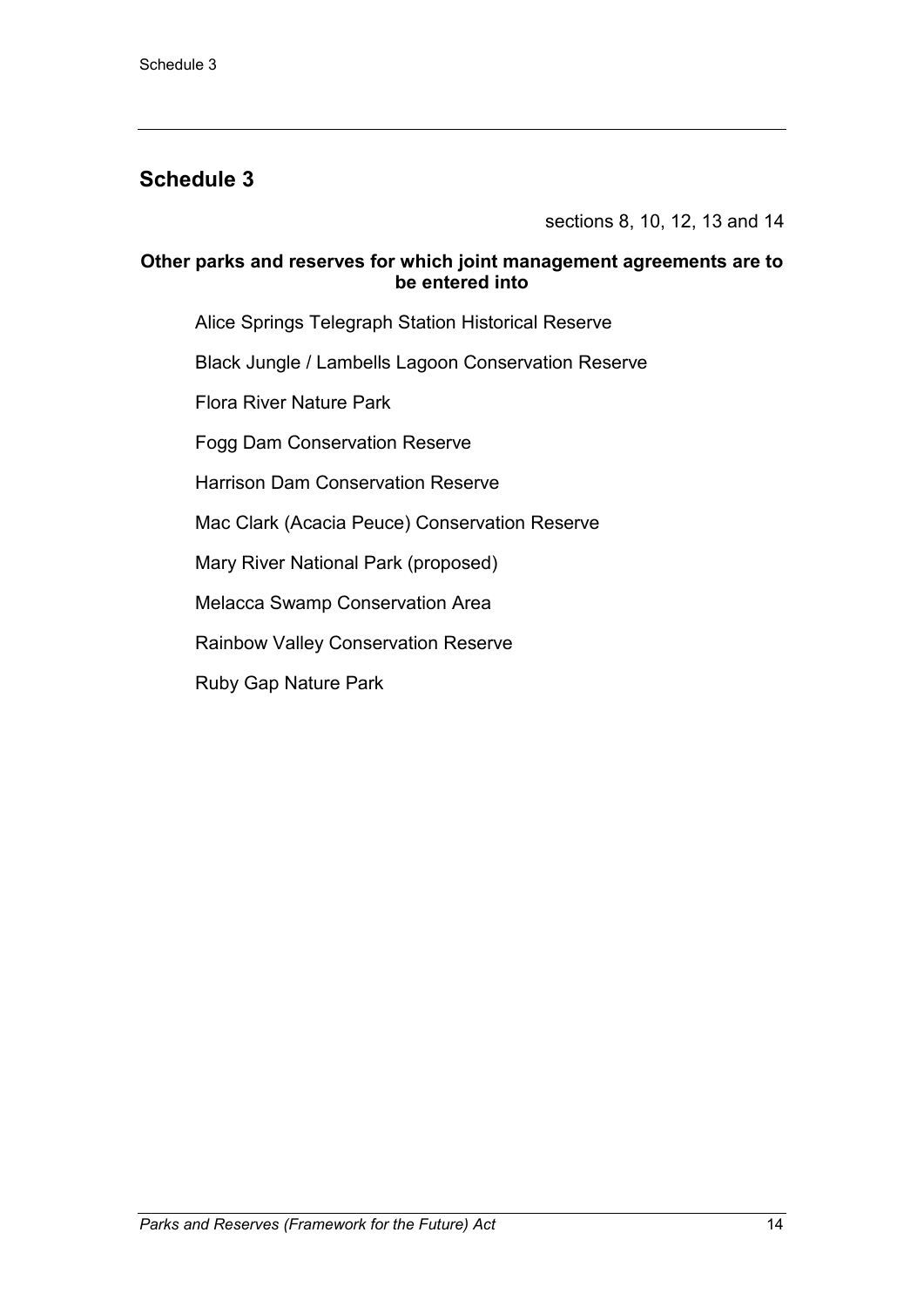## Schedule 3

sections 8, 10, 12, 13 and 14

**Other parks and reserves for which joint management agreements are to be entered into**

Alice Springs Telegraph Station Historical Reserve

Black Jungle / Lambells Lagoon Conservation Reserve

Flora River Nature Park

Fogg Dam Conservation Reserve

Harrison Dam Conservation Reserve

Mac Clark (Acacia Peuce) Conservation Reserve

Mary River National Park (proposed)

Melacca Swamp Conservation Area

Rainbow Valley Conservation Reserve

Ruby Gap Nature Park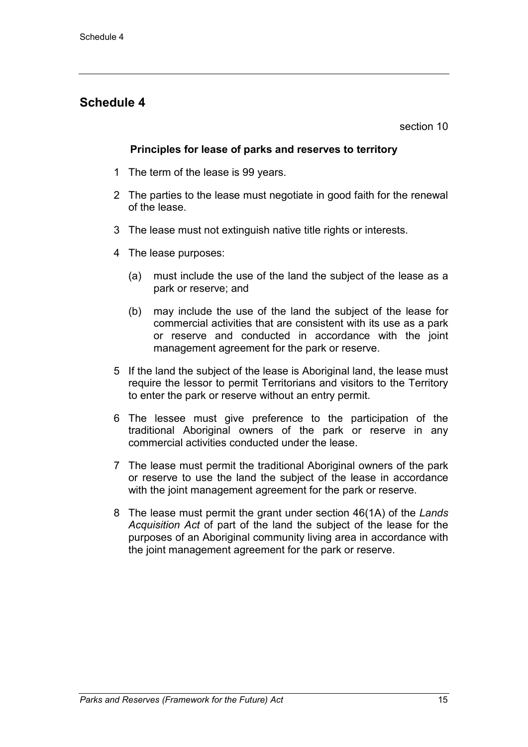## Schedule 4

section 10

### Principles for lease of parks and reserves to territory

1 The term of the lease is 99 years.

2 The parties to the lease must negotiate in good faith for the renewal of the lease.

3 The lease must not extinguish native title rights or interests.

4 The lease purposes:

(a) must include the use of the land the subject of the lease as a park or reserve; and

(b) may include the use of the land the subject of the lease for commercial activities that are consistent with its use as a park or reserve and conducted in accordance with the joint management agreement for the park or reserve.

5 If the land the subject of the lease is Aboriginal land, the lease must require the lessor to permit Territorians and visitors to the Territory to enter the park or reserve without an entry permit.

6 The lessee must give preference to the participation of the traditional Aboriginal owners of the park or reserve in any commercial activities conducted under the lease.

7 The lease must permit the traditional Aboriginal owners of the park or reserve to use the land the subject of the lease in accordance with the joint management agreement for the park or reserve.

8 The lease must permit the grant under section 46(1A) of the *Lands Acquisition Act* of part of the land the subject of the lease for the purposes of an Aboriginal community living area in accordance with the joint management agreement for the park or reserve.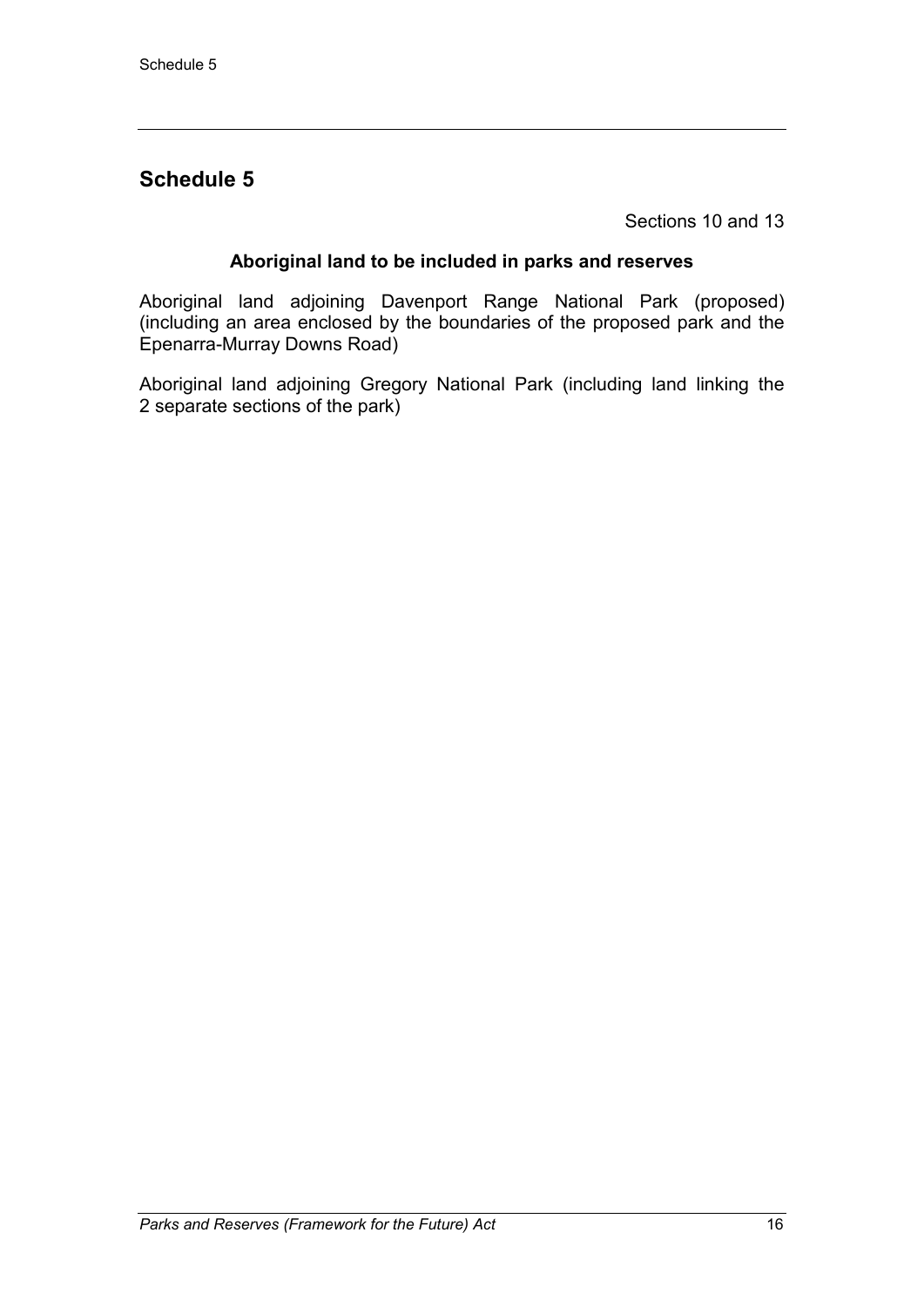## Schedule 5

Sections 10 and 13

**Aboriginal land to be included in parks and reserves**

Aboriginal land adjoining Davenport Range National Park (proposed) (including an area enclosed by the boundaries of the proposed park and the Epenarra-Murray Downs Road)

Aboriginal land adjoining Gregory National Park (including land linking the 2 separate sections of the park)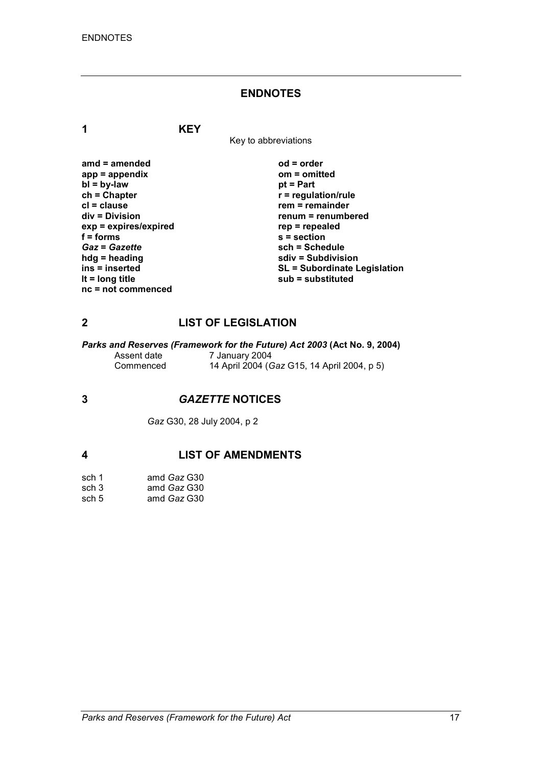# ENDNOTES

## 1 KEY

Key to abbreviations

**amd = amended**
**app = appendix**
**bl = by-law**
**ch = Chapter**
**cl = clause**
**div = Division**
**exp = expires/expired**
**f = forms**
***Gaz* = *Gazette***
**hdg = heading**
**ins = inserted**
**lt = long title**
**nc = not commenced**
**od = order**
**om = omitted**
**pt = Part**
**r = regulation/rule**
**rem = remainder**
**renum = renumbered**
**rep = repealed**
**s = section**
**sch = Schedule**
**sdiv = Subdivision**
**SL = Subordinate Legislation**
**sub = substituted**

## 2 LIST OF LEGISLATION

***Parks and Reserves (Framework for the Future) Act 2003* (Act No. 9, 2004)**

Assent date 7 January 2004
Commenced 14 April 2004 (*Gaz* G15, 14 April 2004, p 5)

## 3 *GAZETTE* NOTICES

*Gaz* G30, 28 July 2004, p 2

## 4 LIST OF AMENDMENTS

| | |
|---|---|
| sch 1 | amd *Gaz* G30 |
| sch 3 | amd *Gaz* G30 |
| sch 5 | amd *Gaz* G30 |